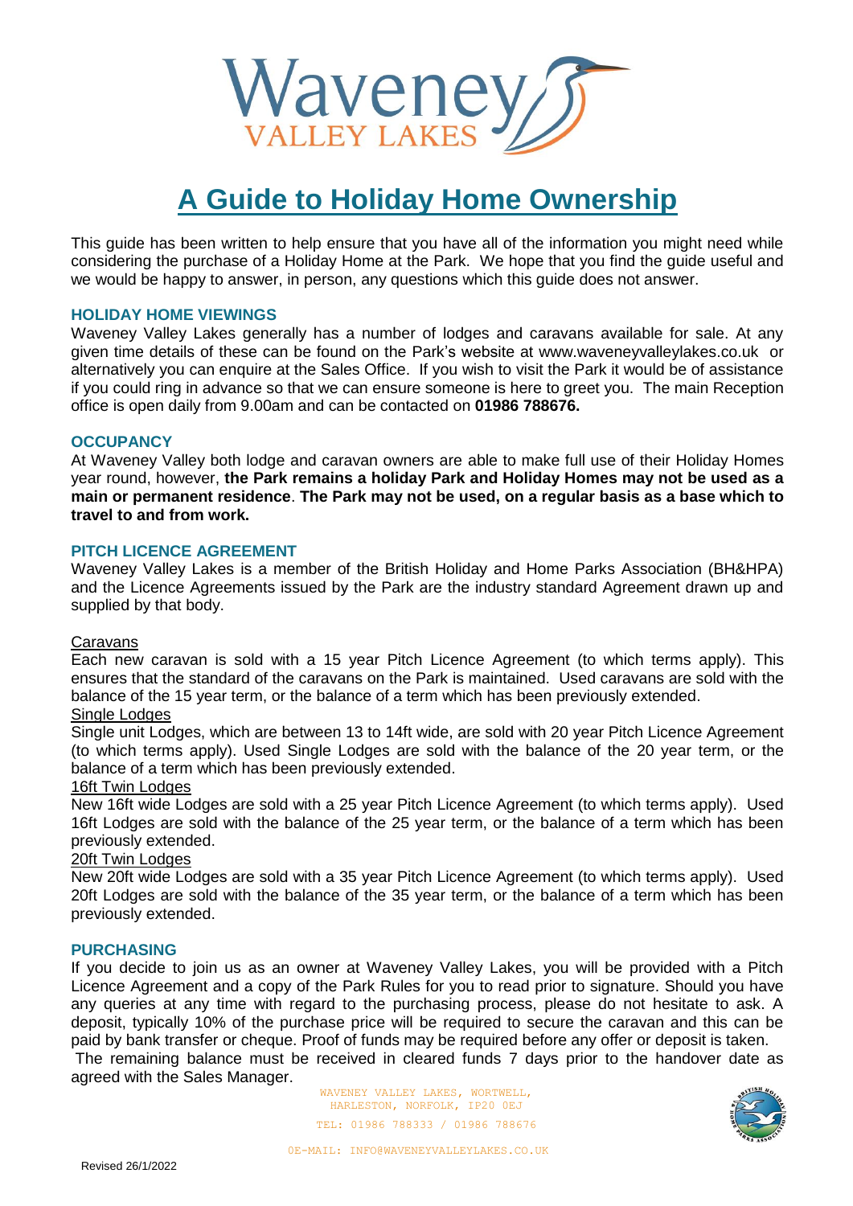Waveney
VALLEY LAKES

# A Guide to Holiday Home Ownership

This guide has been written to help ensure that you have all of the information you might need while considering the purchase of a Holiday Home at the Park. We hope that you find the guide useful and we would be happy to answer, in person, any questions which this guide does not answer.

## HOLIDAY HOME VIEWINGS

Waveney Valley Lakes generally has a number of lodges and caravans available for sale. At any given time details of these can be found on the Park's website at www.waveneyvalleylakes.co.uk or alternatively you can enquire at the Sales Office. If you wish to visit the Park it would be of assistance if you could ring in advance so that we can ensure someone is here to greet you. The main Reception office is open daily from 9.00am and can be contacted on **01986 788676.**

## OCCUPANCY

At Waveney Valley both lodge and caravan owners are able to make full use of their Holiday Homes year round, however, **the Park remains a holiday Park and Holiday Homes may not be used as a main or permanent residence**. **The Park may not be used, on a regular basis as a base which to travel to and from work.**

## PITCH LICENCE AGREEMENT

Waveney Valley Lakes is a member of the British Holiday and Home Parks Association (BH&HPA) and the Licence Agreements issued by the Park are the industry standard Agreement drawn up and supplied by that body.

Caravans

Each new caravan is sold with a 15 year Pitch Licence Agreement (to which terms apply). This ensures that the standard of the caravans on the Park is maintained. Used caravans are sold with the balance of the 15 year term, or the balance of a term which has been previously extended.

Single Lodges

Single unit Lodges, which are between 13 to 14ft wide, are sold with 20 year Pitch Licence Agreement (to which terms apply). Used Single Lodges are sold with the balance of the 20 year term, or the balance of a term which has been previously extended.

16ft Twin Lodges

New 16ft wide Lodges are sold with a 25 year Pitch Licence Agreement (to which terms apply). Used 16ft Lodges are sold with the balance of the 25 year term, or the balance of a term which has been previously extended.

20ft Twin Lodges

New 20ft wide Lodges are sold with a 35 year Pitch Licence Agreement (to which terms apply). Used 20ft Lodges are sold with the balance of the 35 year term, or the balance of a term which has been previously extended.

## PURCHASING

If you decide to join us as an owner at Waveney Valley Lakes, you will be provided with a Pitch Licence Agreement and a copy of the Park Rules for you to read prior to signature. Should you have any queries at any time with regard to the purchasing process, please do not hesitate to ask. A deposit, typically 10% of the purchase price will be required to secure the caravan and this can be paid by bank transfer or cheque. Proof of funds may be required before any offer or deposit is taken.

The remaining balance must be received in cleared funds 7 days prior to the handover date as agreed with the Sales Manager.

WAVENEY VALLEY LAKES, WORTWELL, HARLESTON, NORFOLK, IP20 0EJ

TEL: 01986 788333 / 01986 788676

0E-MAIL: INFO@WAVENEYVALLEYLAKES.CO.UK

Revised 26/1/2022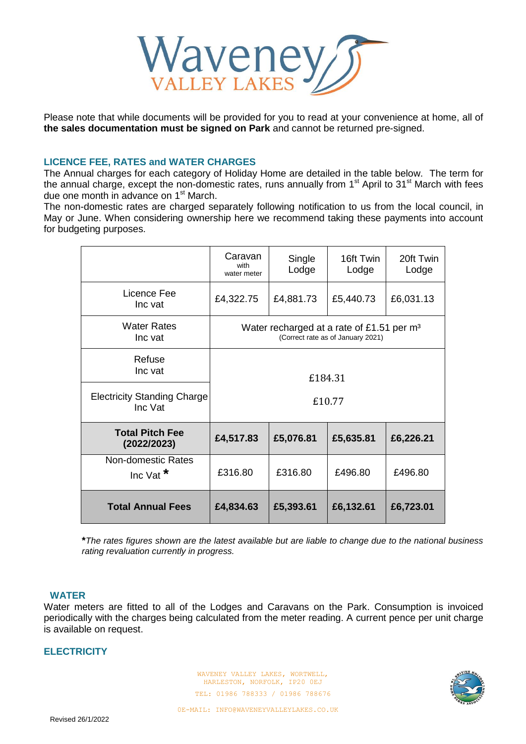Please note that while documents will be provided for you to read at your convenience at home, all of **the sales documentation must be signed on Park** and cannot be returned pre-signed.

## LICENCE FEE, RATES and WATER CHARGES

The Annual charges for each category of Holiday Home are detailed in the table below. The term for the annual charge, except the non-domestic rates, runs annually from 1st April to 31st March with fees due one month in advance on 1st March.

The non-domestic rates are charged separately following notification to us from the local council, in May or June. When considering ownership here we recommend taking these payments into account for budgeting purposes.

| | Caravan with water meter | Single Lodge | 16ft Twin Lodge | 20ft Twin Lodge |
|---|---|---|---|---|
| Licence Fee Inc vat | £4,322.75 | £4,881.73 | £5,440.73 | £6,031.13 |
| Water Rates Inc vat | Water recharged at a rate of £1.51 per m³ (Correct rate as of January 2021) | | | |
| Refuse Inc vat | £184.31 | | | |
| Electricity Standing Charge Inc Vat | £10.77 | | | |
| **Total Pitch Fee (2022/2023)** | **£4,517.83** | **£5,076.81** | **£5,635.81** | **£6,226.21** |
| Non-domestic Rates Inc Vat * | £316.80 | £316.80 | £496.80 | £496.80 |
| **Total Annual Fees** | **£4,834.63** | **£5,393.61** | **£6,132.61** | **£6,723.01** |

***The rates figures shown are the latest available but are liable to change due to the national business rating revaluation currently in progress.***

## WATER

Water meters are fitted to all of the Lodges and Caravans on the Park. Consumption is invoiced periodically with the charges being calculated from the meter reading. A current pence per unit charge is available on request.

## ELECTRICITY

WAVENEY VALLEY LAKES, WORTWELL, HARLESTON, NORFOLK, IP20 0EJ
TEL: 01986 788333 / 01986 788676
0E-MAIL: INFO@WAVENEYVALLEYLAKES.CO.UK

Revised 26/1/2022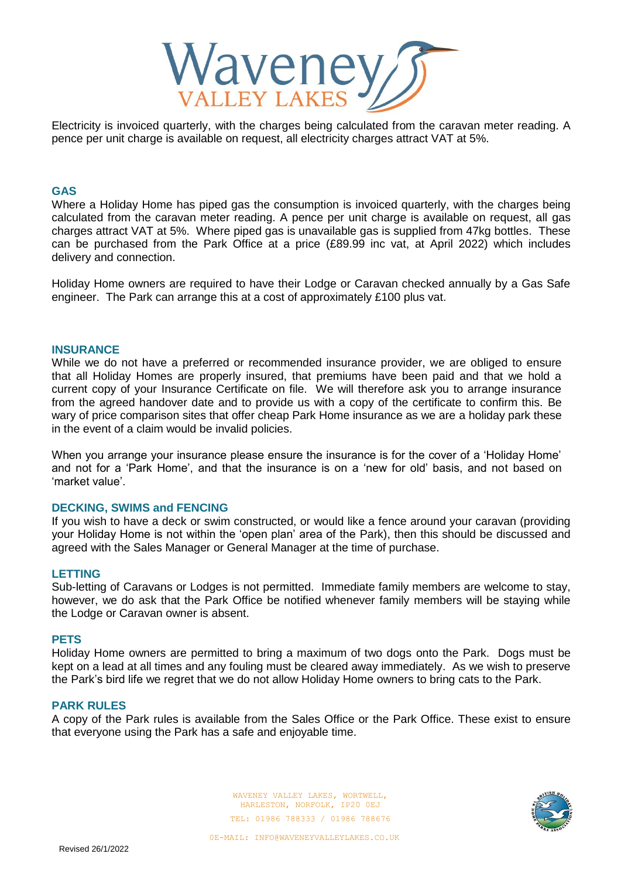Electricity is invoiced quarterly, with the charges being calculated from the caravan meter reading. A pence per unit charge is available on request, all electricity charges attract VAT at 5%.

## GAS

Where a Holiday Home has piped gas the consumption is invoiced quarterly, with the charges being calculated from the caravan meter reading. A pence per unit charge is available on request, all gas charges attract VAT at 5%. Where piped gas is unavailable gas is supplied from 47kg bottles. These can be purchased from the Park Office at a price (£89.99 inc vat, at April 2022) which includes delivery and connection.

Holiday Home owners are required to have their Lodge or Caravan checked annually by a Gas Safe engineer. The Park can arrange this at a cost of approximately £100 plus vat.

## INSURANCE

While we do not have a preferred or recommended insurance provider, we are obliged to ensure that all Holiday Homes are properly insured, that premiums have been paid and that we hold a current copy of your Insurance Certificate on file. We will therefore ask you to arrange insurance from the agreed handover date and to provide us with a copy of the certificate to confirm this. Be wary of price comparison sites that offer cheap Park Home insurance as we are a holiday park these in the event of a claim would be invalid policies.

When you arrange your insurance please ensure the insurance is for the cover of a 'Holiday Home' and not for a 'Park Home', and that the insurance is on a 'new for old' basis, and not based on 'market value'.

## DECKING, SWIMS and FENCING

If you wish to have a deck or swim constructed, or would like a fence around your caravan (providing your Holiday Home is not within the 'open plan' area of the Park), then this should be discussed and agreed with the Sales Manager or General Manager at the time of purchase.

## LETTING

Sub-letting of Caravans or Lodges is not permitted. Immediate family members are welcome to stay, however, we do ask that the Park Office be notified whenever family members will be staying while the Lodge or Caravan owner is absent.

## PETS

Holiday Home owners are permitted to bring a maximum of two dogs onto the Park. Dogs must be kept on a lead at all times and any fouling must be cleared away immediately. As we wish to preserve the Park's bird life we regret that we do not allow Holiday Home owners to bring cats to the Park.

## PARK RULES

A copy of the Park rules is available from the Sales Office or the Park Office. These exist to ensure that everyone using the Park has a safe and enjoyable time.

WAVENEY VALLEY LAKES, WORTWELL, HARLESTON, NORFOLK, IP20 0EJ
TEL: 01986 788333 / 01986 788676
0E-MAIL: INFO@WAVENEYVALLEYLAKES.CO.UK

Revised 26/1/2022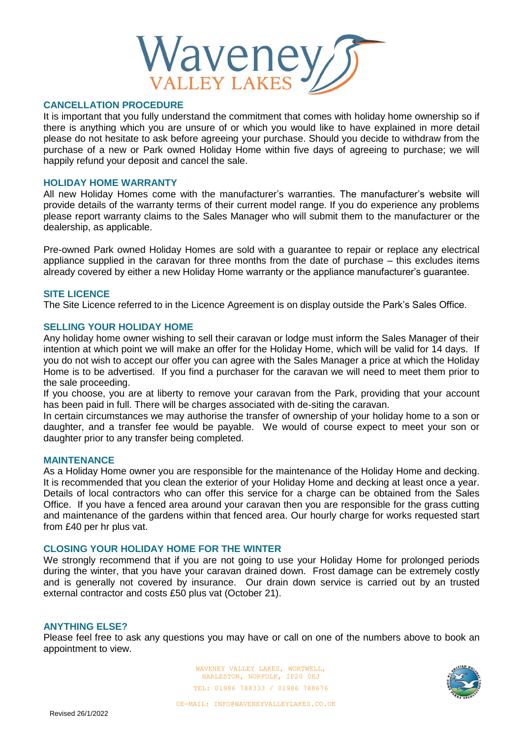Waveney
VALLEY LAKES

## CANCELLATION PROCEDURE

It is important that you fully understand the commitment that comes with holiday home ownership so if there is anything which you are unsure of or which you would like to have explained in more detail please do not hesitate to ask before agreeing your purchase. Should you decide to withdraw from the purchase of a new or Park owned Holiday Home within five days of agreeing to purchase; we will happily refund your deposit and cancel the sale.

## HOLIDAY HOME WARRANTY

All new Holiday Homes come with the manufacturer's warranties. The manufacturer's website will provide details of the warranty terms of their current model range. If you do experience any problems please report warranty claims to the Sales Manager who will submit them to the manufacturer or the dealership, as applicable.

Pre-owned Park owned Holiday Homes are sold with a guarantee to repair or replace any electrical appliance supplied in the caravan for three months from the date of purchase – this excludes items already covered by either a new Holiday Home warranty or the appliance manufacturer's guarantee.

## SITE LICENCE

The Site Licence referred to in the Licence Agreement is on display outside the Park's Sales Office.

## SELLING YOUR HOLIDAY HOME

Any holiday home owner wishing to sell their caravan or lodge must inform the Sales Manager of their intention at which point we will make an offer for the Holiday Home, which will be valid for 14 days. If you do not wish to accept our offer you can agree with the Sales Manager a price at which the Holiday Home is to be advertised. If you find a purchaser for the caravan we will need to meet them prior to the sale proceeding.

If you choose, you are at liberty to remove your caravan from the Park, providing that your account has been paid in full. There will be charges associated with de-siting the caravan.

In certain circumstances we may authorise the transfer of ownership of your holiday home to a son or daughter, and a transfer fee would be payable. We would of course expect to meet your son or daughter prior to any transfer being completed.

## MAINTENANCE

As a Holiday Home owner you are responsible for the maintenance of the Holiday Home and decking. It is recommended that you clean the exterior of your Holiday Home and decking at least once a year. Details of local contractors who can offer this service for a charge can be obtained from the Sales Office. If you have a fenced area around your caravan then you are responsible for the grass cutting and maintenance of the gardens within that fenced area. Our hourly charge for works requested start from £40 per hr plus vat.

## CLOSING YOUR HOLIDAY HOME FOR THE WINTER

We strongly recommend that if you are not going to use your Holiday Home for prolonged periods during the winter, that you have your caravan drained down. Frost damage can be extremely costly and is generally not covered by insurance. Our drain down service is carried out by an trusted external contractor and costs £50 plus vat (October 21).

## ANYTHING ELSE?

Please feel free to ask any questions you may have or call on one of the numbers above to book an appointment to view.

WAVENEY VALLEY LAKES, WORTWELL,
HARLESTON, NORFOLK, IP20 0EJ
TEL: 01986 788333 / 01986 788676
0E-MAIL: INFO@WAVENEYVALLEYLAKES.CO.UK

Revised 26/1/2022